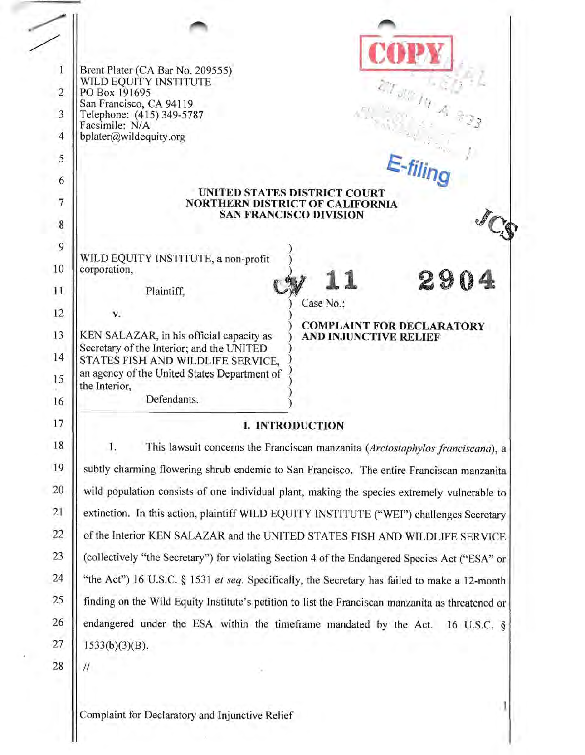Brent Plater (CA Bar No. 209555)
WILD EQUITY INSTITUTE
PO Box 191695
San Francisco, CA 94119
Telephone: (415) 349-5787
Facsimile: N/A
bplater@wildequity.org

COPY

E-filing

**UNITED STATES DISTRICT COURT**
**NORTHERN DISTRICT OF CALIFORNIA**
**SAN FRANCISCO DIVISION**

WILD EQUITY INSTITUTE, a non-profit corporation,

Plaintiff,

v.

KEN SALAZAR, in his official capacity as Secretary of the Interior; and the UNITED STATES FISH AND WILDLIFE SERVICE, an agency of the United States Department of the Interior,

Defendants.

CV 11 2904

Case No.:

**COMPLAINT FOR DECLARATORY AND INJUNCTIVE RELIEF**

## I. INTRODUCTION

1. This lawsuit concerns the Franciscan manzanita (*Arctostaphylos franciscana*), a subtly charming flowering shrub endemic to San Francisco. The entire Franciscan manzanita wild population consists of one individual plant, making the species extremely vulnerable to extinction. In this action, plaintiff WILD EQUITY INSTITUTE ("WEI") challenges Secretary of the Interior KEN SALAZAR and the UNITED STATES FISH AND WILDLIFE SERVICE (collectively "the Secretary") for violating Section 4 of the Endangered Species Act ("ESA" or "the Act") 16 U.S.C. § 1531 *et seq*. Specifically, the Secretary has failed to make a 12-month finding on the Wild Equity Institute's petition to list the Franciscan manzanita as threatened or endangered under the ESA within the timeframe mandated by the Act. 16 U.S.C. § 1533(b)(3)(B).

//

Complaint for Declaratory and Injunctive Relief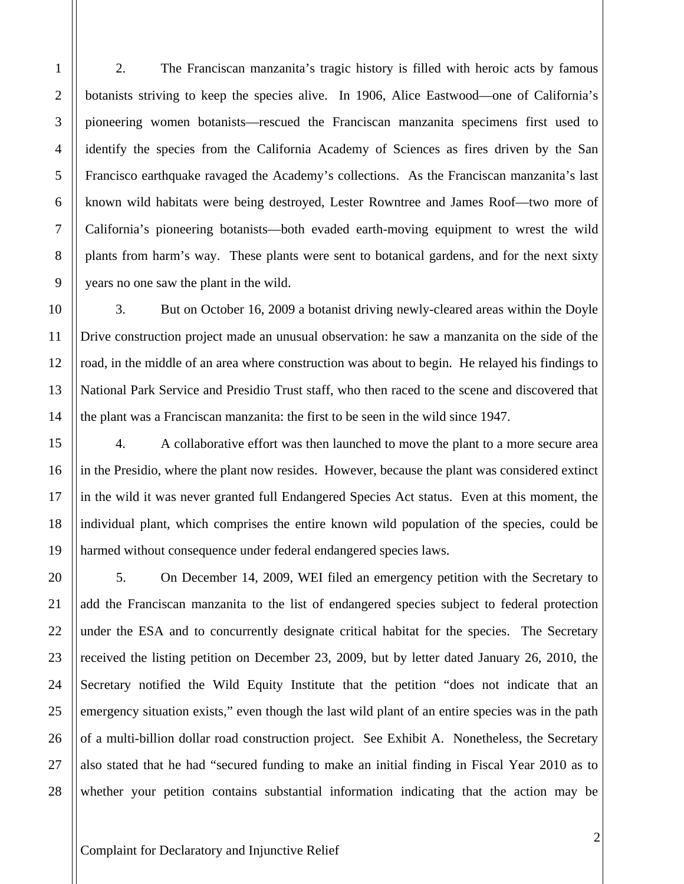2. The Franciscan manzanita's tragic history is filled with heroic acts by famous botanists striving to keep the species alive. In 1906, Alice Eastwood—one of California's pioneering women botanists—rescued the Franciscan manzanita specimens first used to identify the species from the California Academy of Sciences as fires driven by the San Francisco earthquake ravaged the Academy's collections. As the Franciscan manzanita's last known wild habitats were being destroyed, Lester Rowntree and James Roof—two more of California's pioneering botanists—both evaded earth-moving equipment to wrest the wild plants from harm's way. These plants were sent to botanical gardens, and for the next sixty years no one saw the plant in the wild.

3. But on October 16, 2009 a botanist driving newly-cleared areas within the Doyle Drive construction project made an unusual observation: he saw a manzanita on the side of the road, in the middle of an area where construction was about to begin. He relayed his findings to National Park Service and Presidio Trust staff, who then raced to the scene and discovered that the plant was a Franciscan manzanita: the first to be seen in the wild since 1947.

4. A collaborative effort was then launched to move the plant to a more secure area in the Presidio, where the plant now resides. However, because the plant was considered extinct in the wild it was never granted full Endangered Species Act status. Even at this moment, the individual plant, which comprises the entire known wild population of the species, could be harmed without consequence under federal endangered species laws.

5. On December 14, 2009, WEI filed an emergency petition with the Secretary to add the Franciscan manzanita to the list of endangered species subject to federal protection under the ESA and to concurrently designate critical habitat for the species. The Secretary received the listing petition on December 23, 2009, but by letter dated January 26, 2010, the Secretary notified the Wild Equity Institute that the petition "does not indicate that an emergency situation exists," even though the last wild plant of an entire species was in the path of a multi-billion dollar road construction project. See Exhibit A. Nonetheless, the Secretary also stated that he had "secured funding to make an initial finding in Fiscal Year 2010 as to whether your petition contains substantial information indicating that the action may be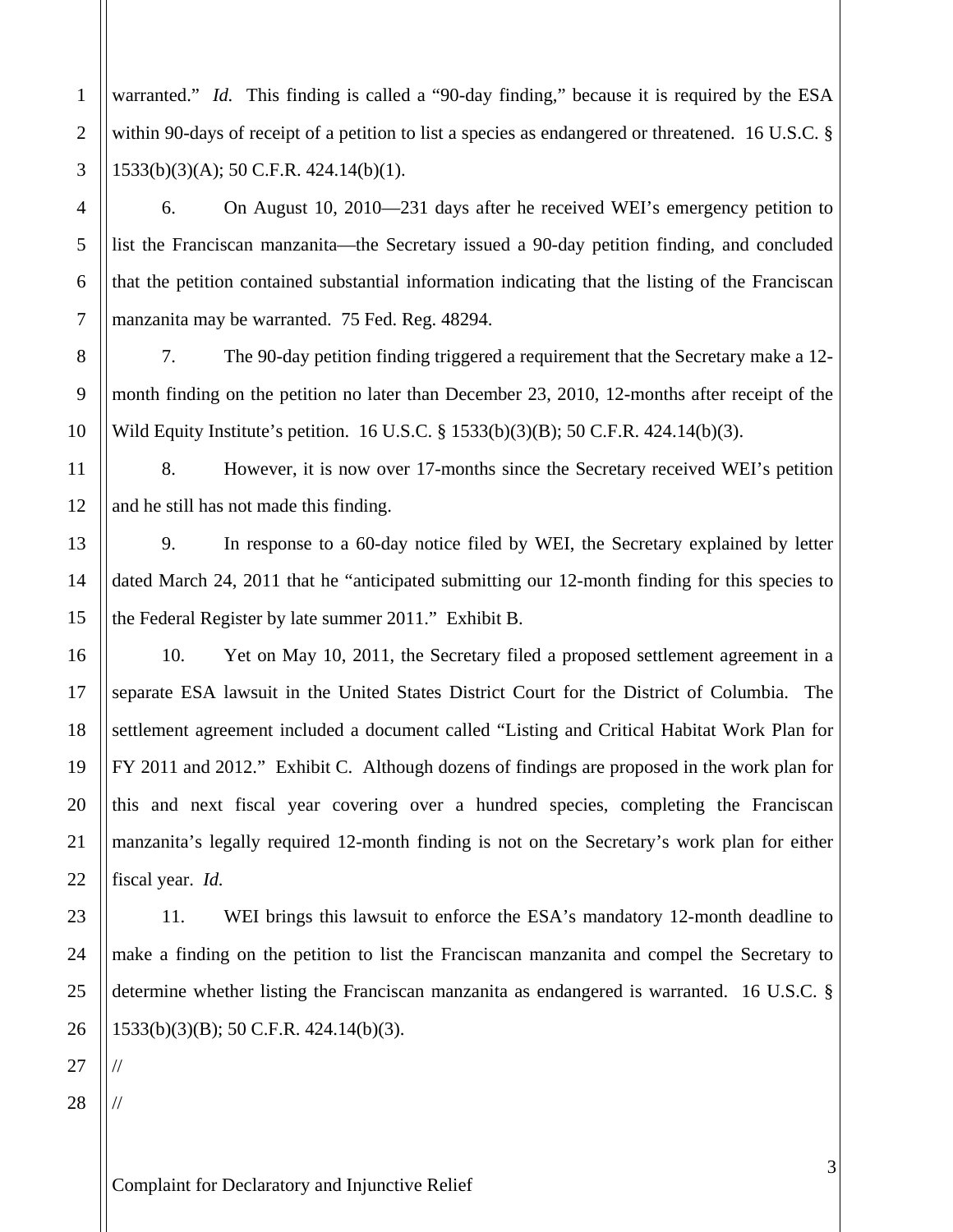warranted." *Id.* This finding is called a "90-day finding," because it is required by the ESA within 90-days of receipt of a petition to list a species as endangered or threatened. 16 U.S.C. § 1533(b)(3)(A); 50 C.F.R. 424.14(b)(1).

6. On August 10, 2010—231 days after he received WEI's emergency petition to list the Franciscan manzanita—the Secretary issued a 90-day petition finding, and concluded that the petition contained substantial information indicating that the listing of the Franciscan manzanita may be warranted. 75 Fed. Reg. 48294.

7. The 90-day petition finding triggered a requirement that the Secretary make a 12-month finding on the petition no later than December 23, 2010, 12-months after receipt of the Wild Equity Institute's petition. 16 U.S.C. § 1533(b)(3)(B); 50 C.F.R. 424.14(b)(3).

8. However, it is now over 17-months since the Secretary received WEI's petition and he still has not made this finding.

9. In response to a 60-day notice filed by WEI, the Secretary explained by letter dated March 24, 2011 that he "anticipated submitting our 12-month finding for this species to the Federal Register by late summer 2011." Exhibit B.

10. Yet on May 10, 2011, the Secretary filed a proposed settlement agreement in a separate ESA lawsuit in the United States District Court for the District of Columbia. The settlement agreement included a document called "Listing and Critical Habitat Work Plan for FY 2011 and 2012." Exhibit C. Although dozens of findings are proposed in the work plan for this and next fiscal year covering over a hundred species, completing the Franciscan manzanita's legally required 12-month finding is not on the Secretary's work plan for either fiscal year. *Id.*

11. WEI brings this lawsuit to enforce the ESA's mandatory 12-month deadline to make a finding on the petition to list the Franciscan manzanita and compel the Secretary to determine whether listing the Franciscan manzanita as endangered is warranted. 16 U.S.C. § 1533(b)(3)(B); 50 C.F.R. 424.14(b)(3).

//

//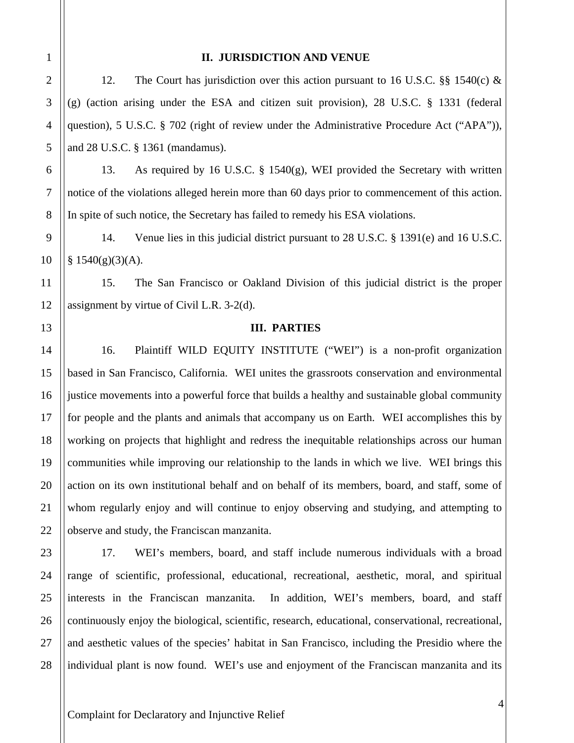## II. JURISDICTION AND VENUE

12. The Court has jurisdiction over this action pursuant to 16 U.S.C. §§ 1540(c) & (g) (action arising under the ESA and citizen suit provision), 28 U.S.C. § 1331 (federal question), 5 U.S.C. § 702 (right of review under the Administrative Procedure Act ("APA")), and 28 U.S.C. § 1361 (mandamus).

13. As required by 16 U.S.C. § 1540(g), WEI provided the Secretary with written notice of the violations alleged herein more than 60 days prior to commencement of this action. In spite of such notice, the Secretary has failed to remedy his ESA violations.

14. Venue lies in this judicial district pursuant to 28 U.S.C. § 1391(e) and 16 U.S.C. § 1540(g)(3)(A).

15. The San Francisco or Oakland Division of this judicial district is the proper assignment by virtue of Civil L.R. 3-2(d).

## III. PARTIES

16. Plaintiff WILD EQUITY INSTITUTE ("WEI") is a non-profit organization based in San Francisco, California. WEI unites the grassroots conservation and environmental justice movements into a powerful force that builds a healthy and sustainable global community for people and the plants and animals that accompany us on Earth. WEI accomplishes this by working on projects that highlight and redress the inequitable relationships across our human communities while improving our relationship to the lands in which we live. WEI brings this action on its own institutional behalf and on behalf of its members, board, and staff, some of whom regularly enjoy and will continue to enjoy observing and studying, and attempting to observe and study, the Franciscan manzanita.

17. WEI's members, board, and staff include numerous individuals with a broad range of scientific, professional, educational, recreational, aesthetic, moral, and spiritual interests in the Franciscan manzanita. In addition, WEI's members, board, and staff continuously enjoy the biological, scientific, research, educational, conservational, recreational, and aesthetic values of the species' habitat in San Francisco, including the Presidio where the individual plant is now found. WEI's use and enjoyment of the Franciscan manzanita and its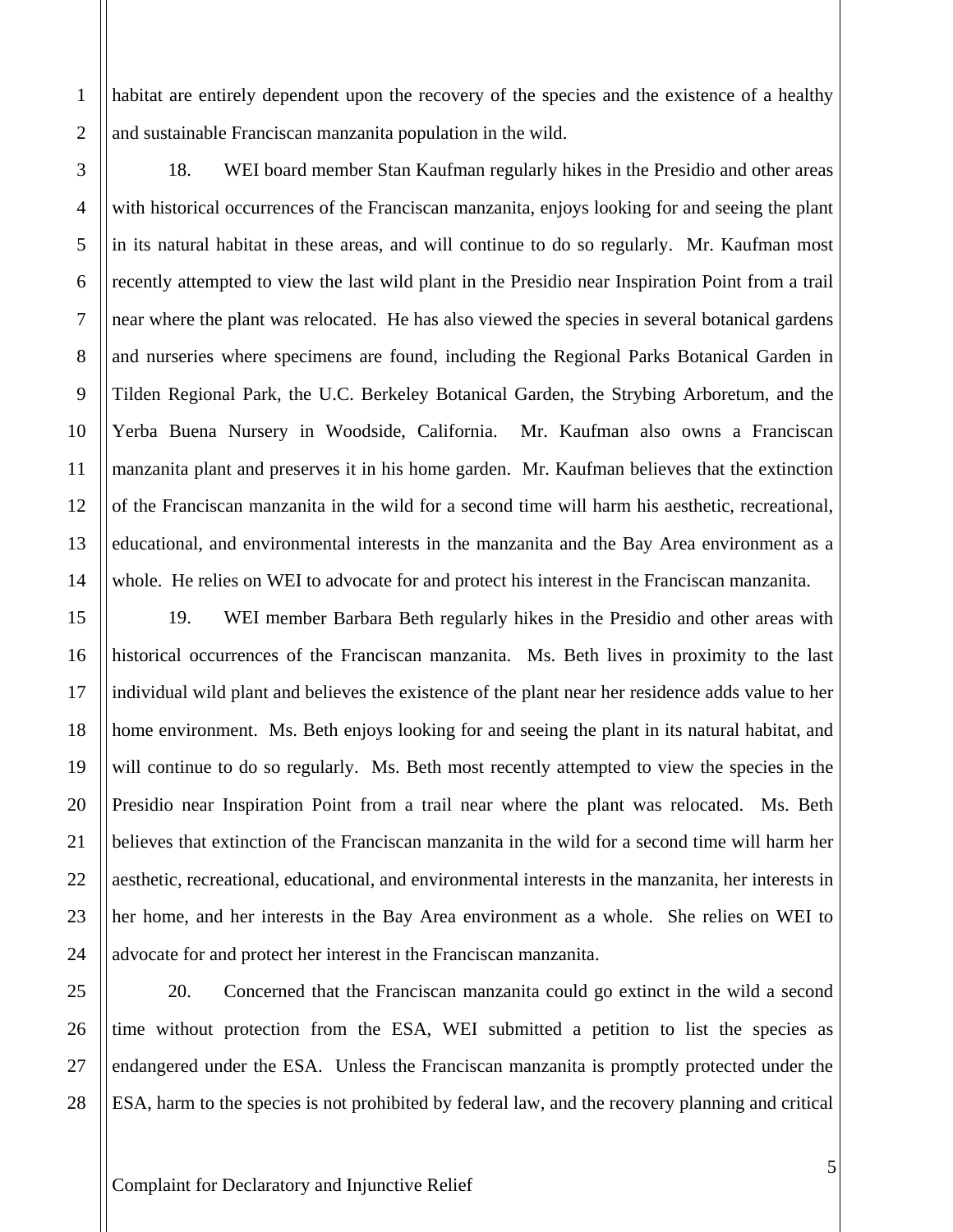habitat are entirely dependent upon the recovery of the species and the existence of a healthy and sustainable Franciscan manzanita population in the wild.

18. WEI board member Stan Kaufman regularly hikes in the Presidio and other areas with historical occurrences of the Franciscan manzanita, enjoys looking for and seeing the plant in its natural habitat in these areas, and will continue to do so regularly. Mr. Kaufman most recently attempted to view the last wild plant in the Presidio near Inspiration Point from a trail near where the plant was relocated. He has also viewed the species in several botanical gardens and nurseries where specimens are found, including the Regional Parks Botanical Garden in Tilden Regional Park, the U.C. Berkeley Botanical Garden, the Strybing Arboretum, and the Yerba Buena Nursery in Woodside, California. Mr. Kaufman also owns a Franciscan manzanita plant and preserves it in his home garden. Mr. Kaufman believes that the extinction of the Franciscan manzanita in the wild for a second time will harm his aesthetic, recreational, educational, and environmental interests in the manzanita and the Bay Area environment as a whole. He relies on WEI to advocate for and protect his interest in the Franciscan manzanita.

19. WEI member Barbara Beth regularly hikes in the Presidio and other areas with historical occurrences of the Franciscan manzanita. Ms. Beth lives in proximity to the last individual wild plant and believes the existence of the plant near her residence adds value to her home environment. Ms. Beth enjoys looking for and seeing the plant in its natural habitat, and will continue to do so regularly. Ms. Beth most recently attempted to view the species in the Presidio near Inspiration Point from a trail near where the plant was relocated. Ms. Beth believes that extinction of the Franciscan manzanita in the wild for a second time will harm her aesthetic, recreational, educational, and environmental interests in the manzanita, her interests in her home, and her interests in the Bay Area environment as a whole. She relies on WEI to advocate for and protect her interest in the Franciscan manzanita.

20. Concerned that the Franciscan manzanita could go extinct in the wild a second time without protection from the ESA, WEI submitted a petition to list the species as endangered under the ESA. Unless the Franciscan manzanita is promptly protected under the ESA, harm to the species is not prohibited by federal law, and the recovery planning and critical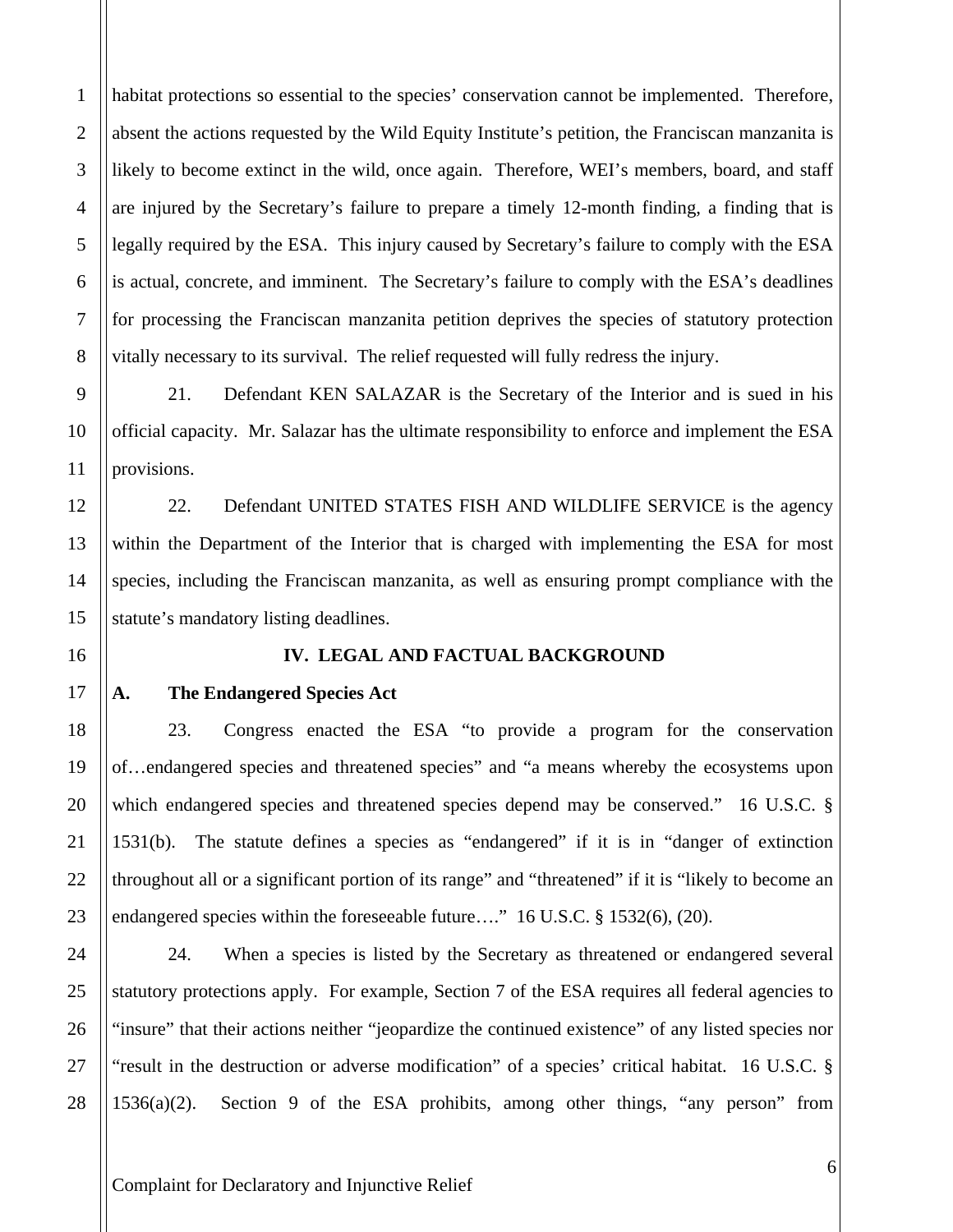habitat protections so essential to the species' conservation cannot be implemented. Therefore, absent the actions requested by the Wild Equity Institute's petition, the Franciscan manzanita is likely to become extinct in the wild, once again. Therefore, WEI's members, board, and staff are injured by the Secretary's failure to prepare a timely 12-month finding, a finding that is legally required by the ESA. This injury caused by Secretary's failure to comply with the ESA is actual, concrete, and imminent. The Secretary's failure to comply with the ESA's deadlines for processing the Franciscan manzanita petition deprives the species of statutory protection vitally necessary to its survival. The relief requested will fully redress the injury.

21. Defendant KEN SALAZAR is the Secretary of the Interior and is sued in his official capacity. Mr. Salazar has the ultimate responsibility to enforce and implement the ESA provisions.

22. Defendant UNITED STATES FISH AND WILDLIFE SERVICE is the agency within the Department of the Interior that is charged with implementing the ESA for most species, including the Franciscan manzanita, as well as ensuring prompt compliance with the statute's mandatory listing deadlines.

## IV. LEGAL AND FACTUAL BACKGROUND

### A. The Endangered Species Act

23. Congress enacted the ESA "to provide a program for the conservation of…endangered species and threatened species" and "a means whereby the ecosystems upon which endangered species and threatened species depend may be conserved." 16 U.S.C. § 1531(b). The statute defines a species as "endangered" if it is in "danger of extinction throughout all or a significant portion of its range" and "threatened" if it is "likely to become an endangered species within the foreseeable future…." 16 U.S.C. § 1532(6), (20).

24. When a species is listed by the Secretary as threatened or endangered several statutory protections apply. For example, Section 7 of the ESA requires all federal agencies to "insure" that their actions neither "jeopardize the continued existence" of any listed species nor "result in the destruction or adverse modification" of a species' critical habitat. 16 U.S.C. § 1536(a)(2). Section 9 of the ESA prohibits, among other things, "any person" from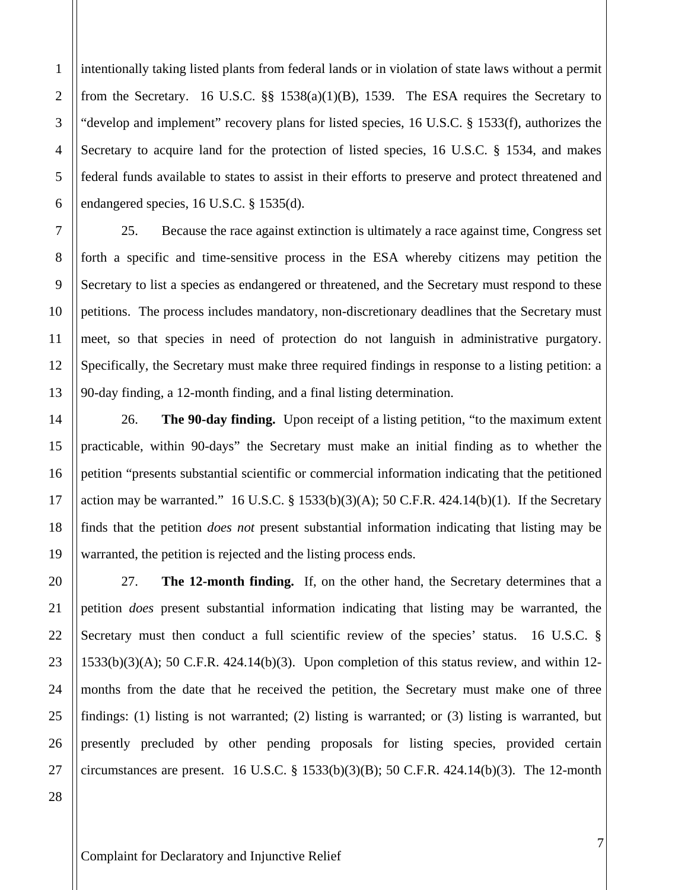intentionally taking listed plants from federal lands or in violation of state laws without a permit from the Secretary. 16 U.S.C. §§ 1538(a)(1)(B), 1539. The ESA requires the Secretary to "develop and implement" recovery plans for listed species, 16 U.S.C. § 1533(f), authorizes the Secretary to acquire land for the protection of listed species, 16 U.S.C. § 1534, and makes federal funds available to states to assist in their efforts to preserve and protect threatened and endangered species, 16 U.S.C. § 1535(d).

25. Because the race against extinction is ultimately a race against time, Congress set forth a specific and time-sensitive process in the ESA whereby citizens may petition the Secretary to list a species as endangered or threatened, and the Secretary must respond to these petitions. The process includes mandatory, non-discretionary deadlines that the Secretary must meet, so that species in need of protection do not languish in administrative purgatory. Specifically, the Secretary must make three required findings in response to a listing petition: a 90-day finding, a 12-month finding, and a final listing determination.

26. **The 90-day finding.** Upon receipt of a listing petition, "to the maximum extent practicable, within 90-days" the Secretary must make an initial finding as to whether the petition "presents substantial scientific or commercial information indicating that the petitioned action may be warranted." 16 U.S.C. § 1533(b)(3)(A); 50 C.F.R. 424.14(b)(1). If the Secretary finds that the petition *does not* present substantial information indicating that listing may be warranted, the petition is rejected and the listing process ends.

27. **The 12-month finding.** If, on the other hand, the Secretary determines that a petition *does* present substantial information indicating that listing may be warranted, the Secretary must then conduct a full scientific review of the species' status. 16 U.S.C. § 1533(b)(3)(A); 50 C.F.R. 424.14(b)(3). Upon completion of this status review, and within 12-months from the date that he received the petition, the Secretary must make one of three findings: (1) listing is not warranted; (2) listing is warranted; or (3) listing is warranted, but presently precluded by other pending proposals for listing species, provided certain circumstances are present. 16 U.S.C. § 1533(b)(3)(B); 50 C.F.R. 424.14(b)(3). The 12-month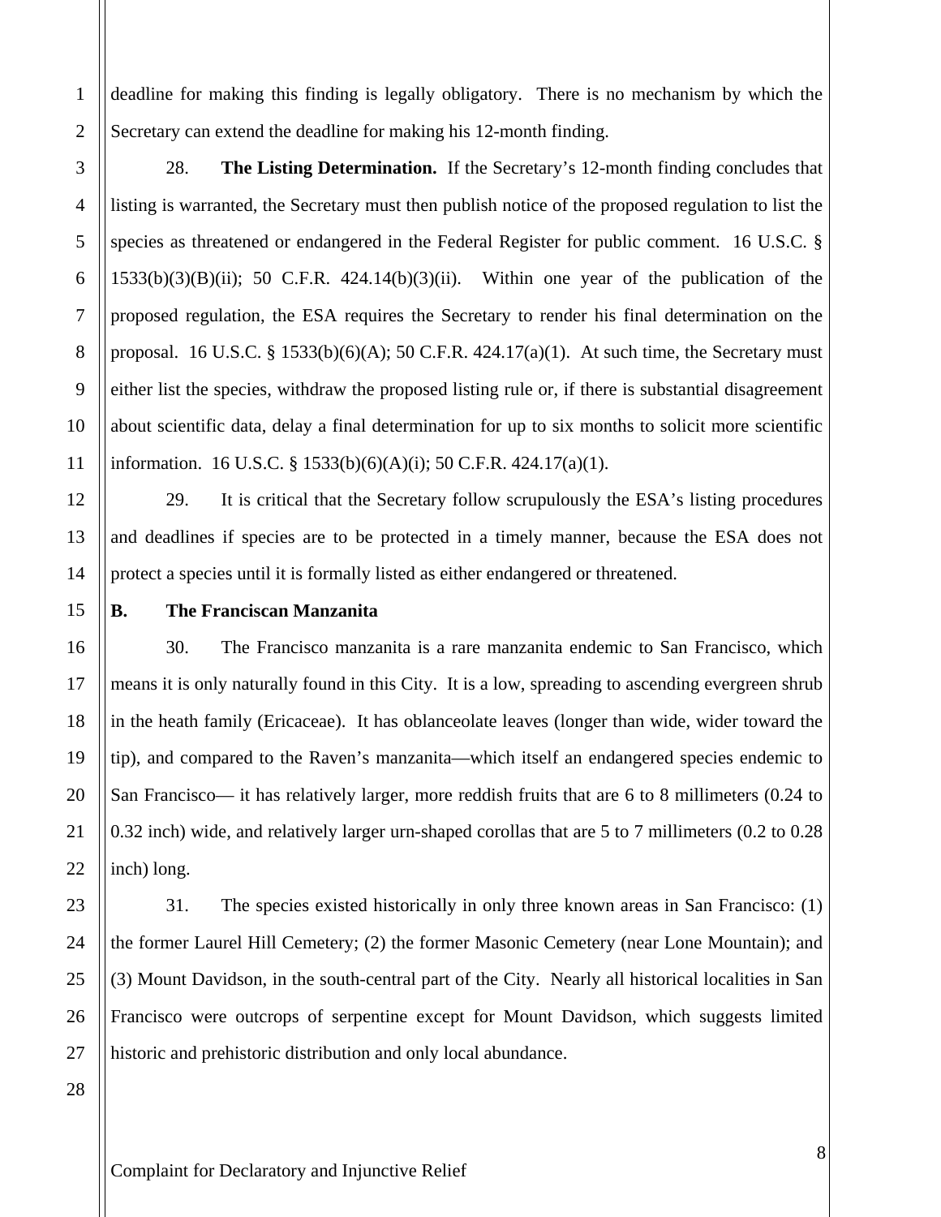deadline for making this finding is legally obligatory. There is no mechanism by which the Secretary can extend the deadline for making his 12-month finding.

28. **The Listing Determination.** If the Secretary's 12-month finding concludes that listing is warranted, the Secretary must then publish notice of the proposed regulation to list the species as threatened or endangered in the Federal Register for public comment. 16 U.S.C. § 1533(b)(3)(B)(ii); 50 C.F.R. 424.14(b)(3)(ii). Within one year of the publication of the proposed regulation, the ESA requires the Secretary to render his final determination on the proposal. 16 U.S.C. § 1533(b)(6)(A); 50 C.F.R. 424.17(a)(1). At such time, the Secretary must either list the species, withdraw the proposed listing rule or, if there is substantial disagreement about scientific data, delay a final determination for up to six months to solicit more scientific information. 16 U.S.C. § 1533(b)(6)(A)(i); 50 C.F.R. 424.17(a)(1).

29. It is critical that the Secretary follow scrupulously the ESA's listing procedures and deadlines if species are to be protected in a timely manner, because the ESA does not protect a species until it is formally listed as either endangered or threatened.

**B. The Franciscan Manzanita**

30. The Francisco manzanita is a rare manzanita endemic to San Francisco, which means it is only naturally found in this City. It is a low, spreading to ascending evergreen shrub in the heath family (Ericaceae). It has oblanceolate leaves (longer than wide, wider toward the tip), and compared to the Raven's manzanita—which itself an endangered species endemic to San Francisco— it has relatively larger, more reddish fruits that are 6 to 8 millimeters (0.24 to 0.32 inch) wide, and relatively larger urn-shaped corollas that are 5 to 7 millimeters (0.2 to 0.28 inch) long.

31. The species existed historically in only three known areas in San Francisco: (1) the former Laurel Hill Cemetery; (2) the former Masonic Cemetery (near Lone Mountain); and (3) Mount Davidson, in the south-central part of the City. Nearly all historical localities in San Francisco were outcrops of serpentine except for Mount Davidson, which suggests limited historic and prehistoric distribution and only local abundance.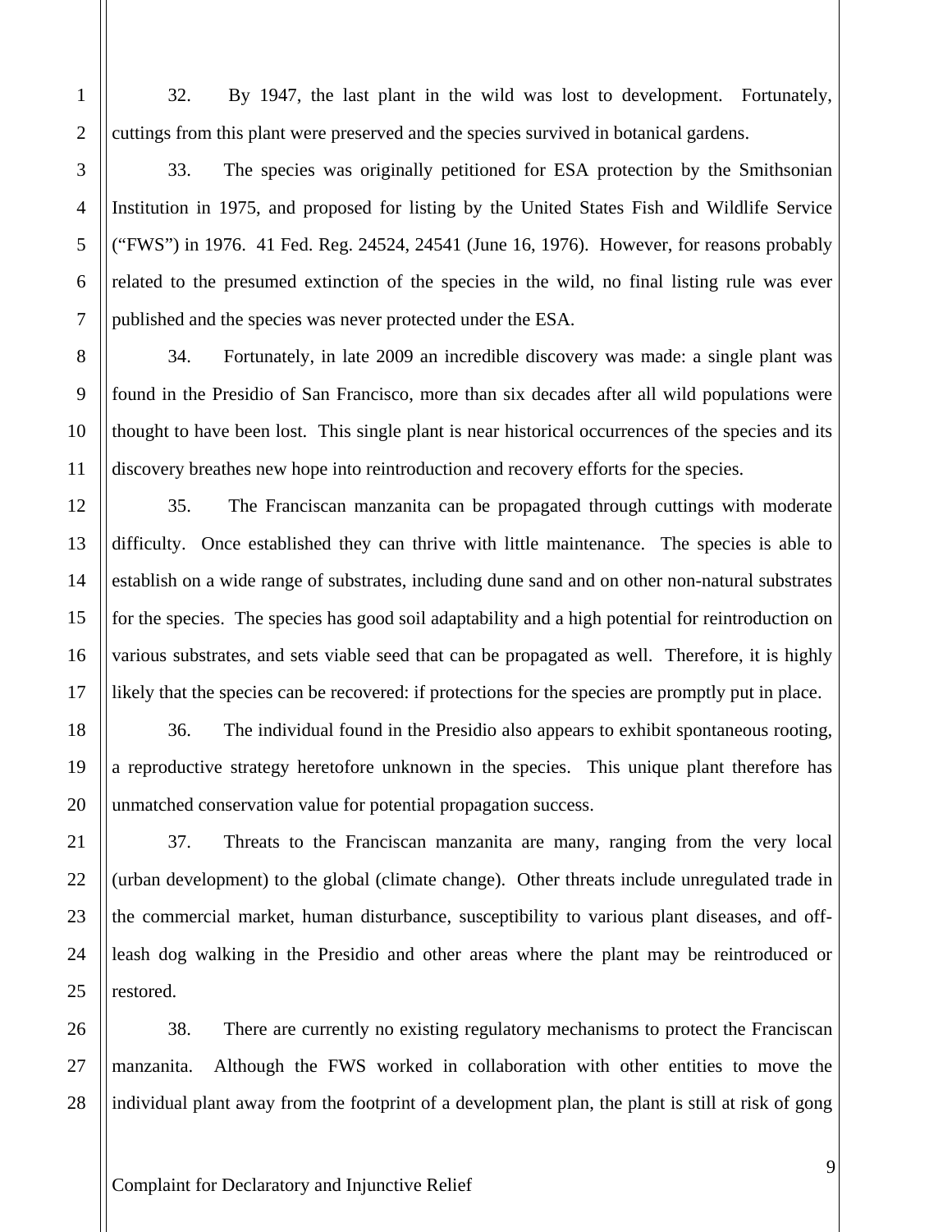32. By 1947, the last plant in the wild was lost to development. Fortunately, cuttings from this plant were preserved and the species survived in botanical gardens.

33. The species was originally petitioned for ESA protection by the Smithsonian Institution in 1975, and proposed for listing by the United States Fish and Wildlife Service ("FWS") in 1976. 41 Fed. Reg. 24524, 24541 (June 16, 1976). However, for reasons probably related to the presumed extinction of the species in the wild, no final listing rule was ever published and the species was never protected under the ESA.

34. Fortunately, in late 2009 an incredible discovery was made: a single plant was found in the Presidio of San Francisco, more than six decades after all wild populations were thought to have been lost. This single plant is near historical occurrences of the species and its discovery breathes new hope into reintroduction and recovery efforts for the species.

35. The Franciscan manzanita can be propagated through cuttings with moderate difficulty. Once established they can thrive with little maintenance. The species is able to establish on a wide range of substrates, including dune sand and on other non-natural substrates for the species. The species has good soil adaptability and a high potential for reintroduction on various substrates, and sets viable seed that can be propagated as well. Therefore, it is highly likely that the species can be recovered: if protections for the species are promptly put in place.

36. The individual found in the Presidio also appears to exhibit spontaneous rooting, a reproductive strategy heretofore unknown in the species. This unique plant therefore has unmatched conservation value for potential propagation success.

37. Threats to the Franciscan manzanita are many, ranging from the very local (urban development) to the global (climate change). Other threats include unregulated trade in the commercial market, human disturbance, susceptibility to various plant diseases, and off-leash dog walking in the Presidio and other areas where the plant may be reintroduced or restored.

38. There are currently no existing regulatory mechanisms to protect the Franciscan manzanita. Although the FWS worked in collaboration with other entities to move the individual plant away from the footprint of a development plan, the plant is still at risk of gong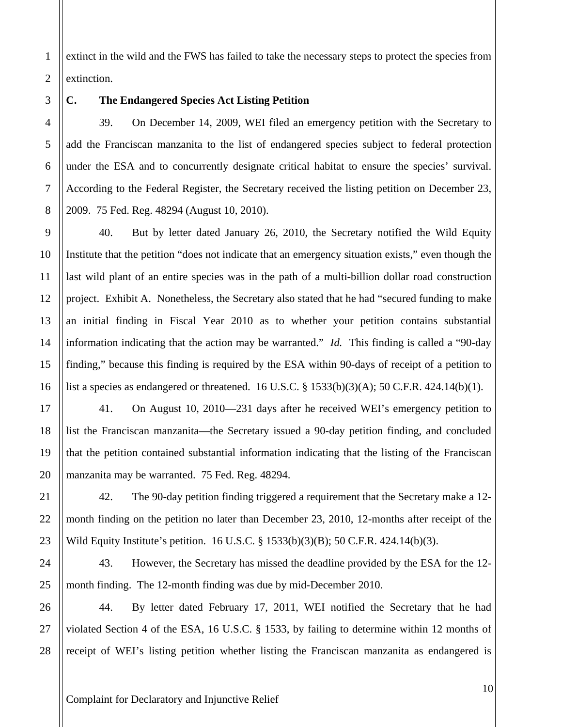extinct in the wild and the FWS has failed to take the necessary steps to protect the species from extinction.

### C. The Endangered Species Act Listing Petition

39. On December 14, 2009, WEI filed an emergency petition with the Secretary to add the Franciscan manzanita to the list of endangered species subject to federal protection under the ESA and to concurrently designate critical habitat to ensure the species' survival. According to the Federal Register, the Secretary received the listing petition on December 23, 2009. 75 Fed. Reg. 48294 (August 10, 2010).

40. But by letter dated January 26, 2010, the Secretary notified the Wild Equity Institute that the petition "does not indicate that an emergency situation exists," even though the last wild plant of an entire species was in the path of a multi-billion dollar road construction project. Exhibit A. Nonetheless, the Secretary also stated that he had "secured funding to make an initial finding in Fiscal Year 2010 as to whether your petition contains substantial information indicating that the action may be warranted." *Id.* This finding is called a "90-day finding," because this finding is required by the ESA within 90-days of receipt of a petition to list a species as endangered or threatened. 16 U.S.C. § 1533(b)(3)(A); 50 C.F.R. 424.14(b)(1).

41. On August 10, 2010—231 days after he received WEI's emergency petition to list the Franciscan manzanita—the Secretary issued a 90-day petition finding, and concluded that the petition contained substantial information indicating that the listing of the Franciscan manzanita may be warranted. 75 Fed. Reg. 48294.

42. The 90-day petition finding triggered a requirement that the Secretary make a 12-month finding on the petition no later than December 23, 2010, 12-months after receipt of the Wild Equity Institute's petition. 16 U.S.C. § 1533(b)(3)(B); 50 C.F.R. 424.14(b)(3).

43. However, the Secretary has missed the deadline provided by the ESA for the 12-month finding. The 12-month finding was due by mid-December 2010.

44. By letter dated February 17, 2011, WEI notified the Secretary that he had violated Section 4 of the ESA, 16 U.S.C. § 1533, by failing to determine within 12 months of receipt of WEI's listing petition whether listing the Franciscan manzanita as endangered is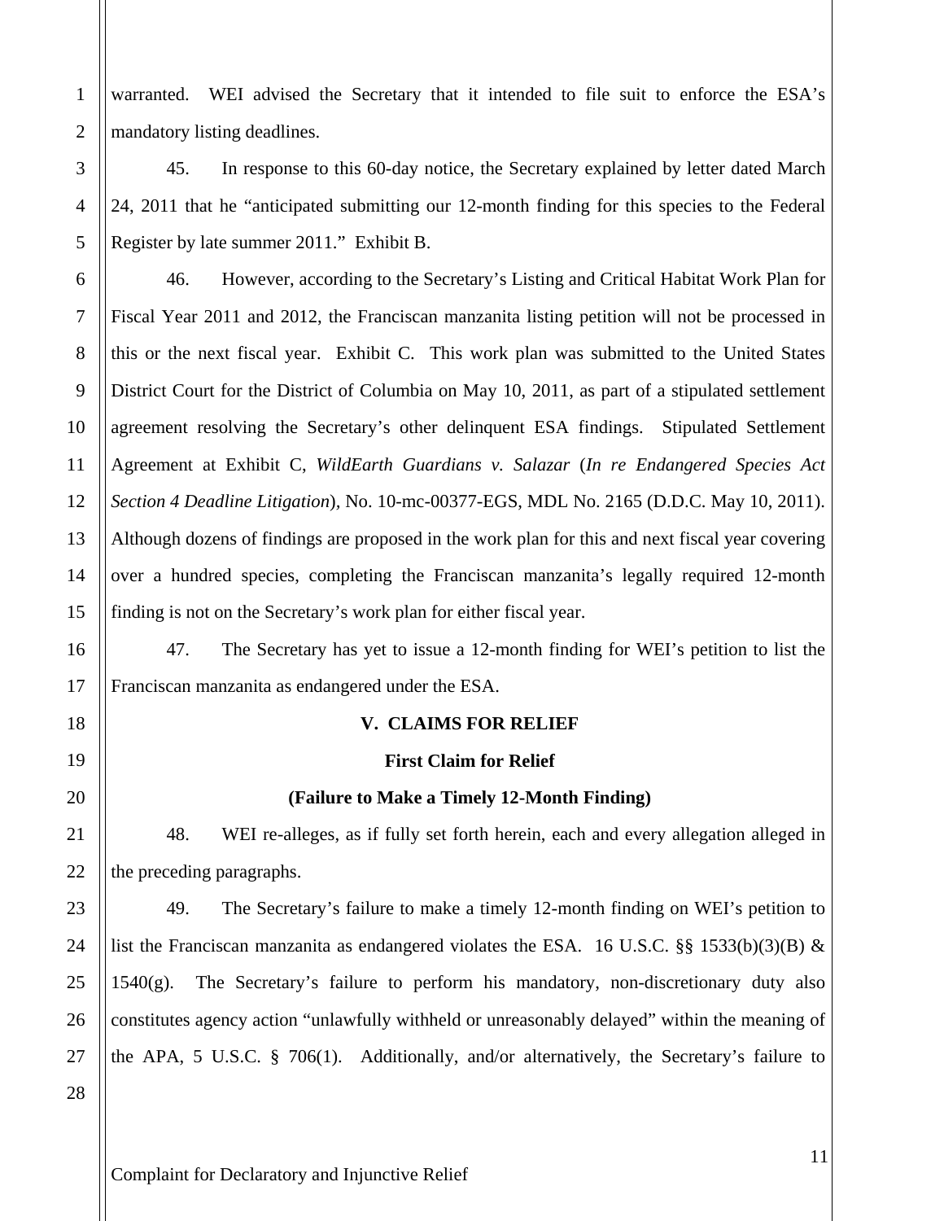warranted. WEI advised the Secretary that it intended to file suit to enforce the ESA's mandatory listing deadlines.

45. In response to this 60-day notice, the Secretary explained by letter dated March 24, 2011 that he "anticipated submitting our 12-month finding for this species to the Federal Register by late summer 2011." Exhibit B.

46. However, according to the Secretary's Listing and Critical Habitat Work Plan for Fiscal Year 2011 and 2012, the Franciscan manzanita listing petition will not be processed in this or the next fiscal year. Exhibit C. This work plan was submitted to the United States District Court for the District of Columbia on May 10, 2011, as part of a stipulated settlement agreement resolving the Secretary's other delinquent ESA findings. Stipulated Settlement Agreement at Exhibit C, *WildEarth Guardians v. Salazar* (*In re Endangered Species Act Section 4 Deadline Litigation*), No. 10-mc-00377-EGS, MDL No. 2165 (D.D.C. May 10, 2011). Although dozens of findings are proposed in the work plan for this and next fiscal year covering over a hundred species, completing the Franciscan manzanita's legally required 12-month finding is not on the Secretary's work plan for either fiscal year.

47. The Secretary has yet to issue a 12-month finding for WEI's petition to list the Franciscan manzanita as endangered under the ESA.

## V. CLAIMS FOR RELIEF

### First Claim for Relief

### (Failure to Make a Timely 12-Month Finding)

48. WEI re-alleges, as if fully set forth herein, each and every allegation alleged in the preceding paragraphs.

49. The Secretary's failure to make a timely 12-month finding on WEI's petition to list the Franciscan manzanita as endangered violates the ESA. 16 U.S.C. §§ 1533(b)(3)(B) & 1540(g). The Secretary's failure to perform his mandatory, non-discretionary duty also constitutes agency action "unlawfully withheld or unreasonably delayed" within the meaning of the APA, 5 U.S.C. § 706(1). Additionally, and/or alternatively, the Secretary's failure to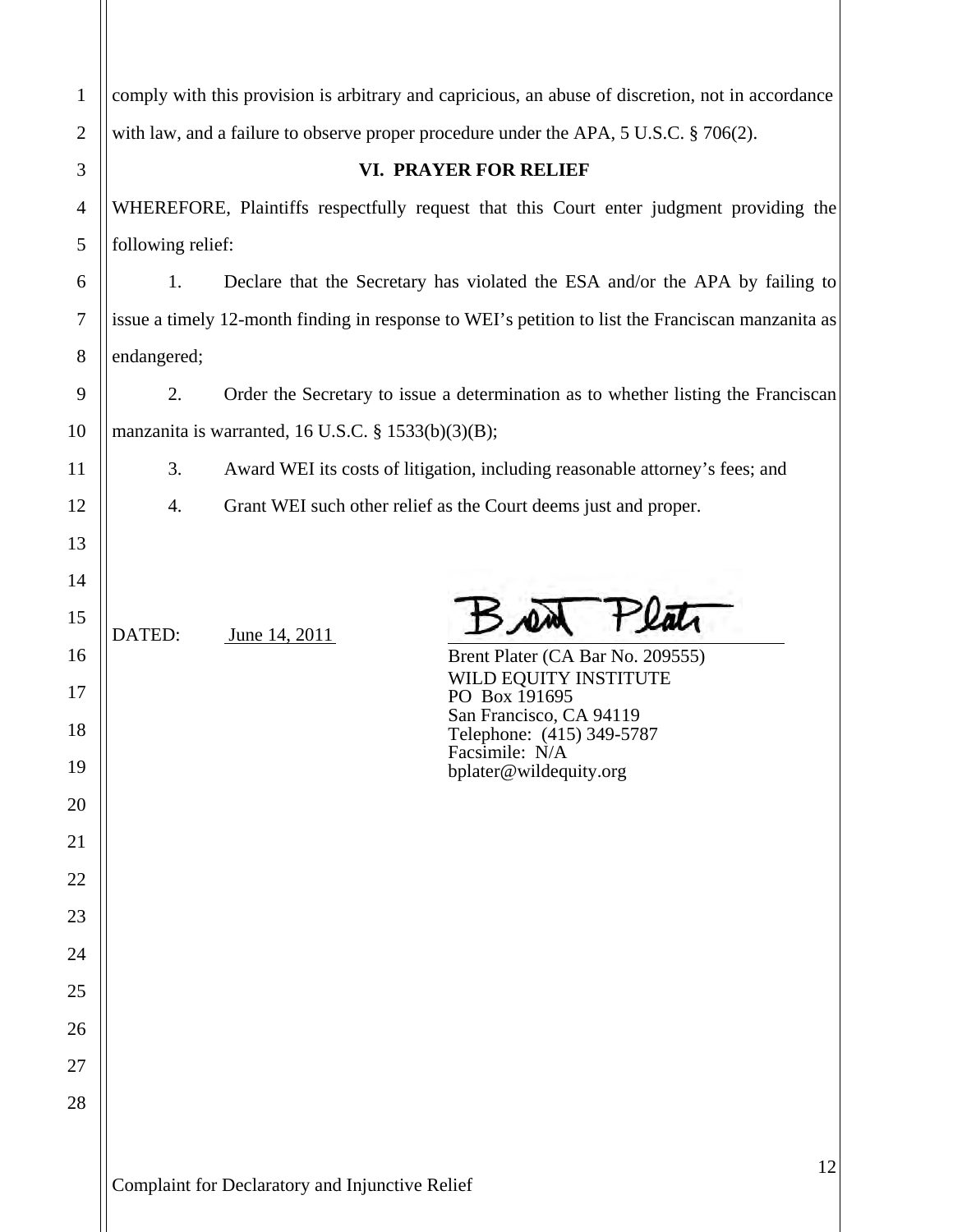comply with this provision is arbitrary and capricious, an abuse of discretion, not in accordance with law, and a failure to observe proper procedure under the APA, 5 U.S.C. § 706(2).

## VI. PRAYER FOR RELIEF

WHEREFORE, Plaintiffs respectfully request that this Court enter judgment providing the following relief:

1. Declare that the Secretary has violated the ESA and/or the APA by failing to issue a timely 12-month finding in response to WEI's petition to list the Franciscan manzanita as endangered;

2. Order the Secretary to issue a determination as to whether listing the Franciscan manzanita is warranted, 16 U.S.C. § 1533(b)(3)(B);

3. Award WEI its costs of litigation, including reasonable attorney's fees; and

4. Grant WEI such other relief as the Court deems just and proper.

DATED: June 14, 2011

Brent Plater (CA Bar No. 209555)
WILD EQUITY INSTITUTE
PO Box 191695
San Francisco, CA 94119
Telephone: (415) 349-5787
Facsimile: N/A
bplater@wildequity.org

Complaint for Declaratory and Injunctive Relief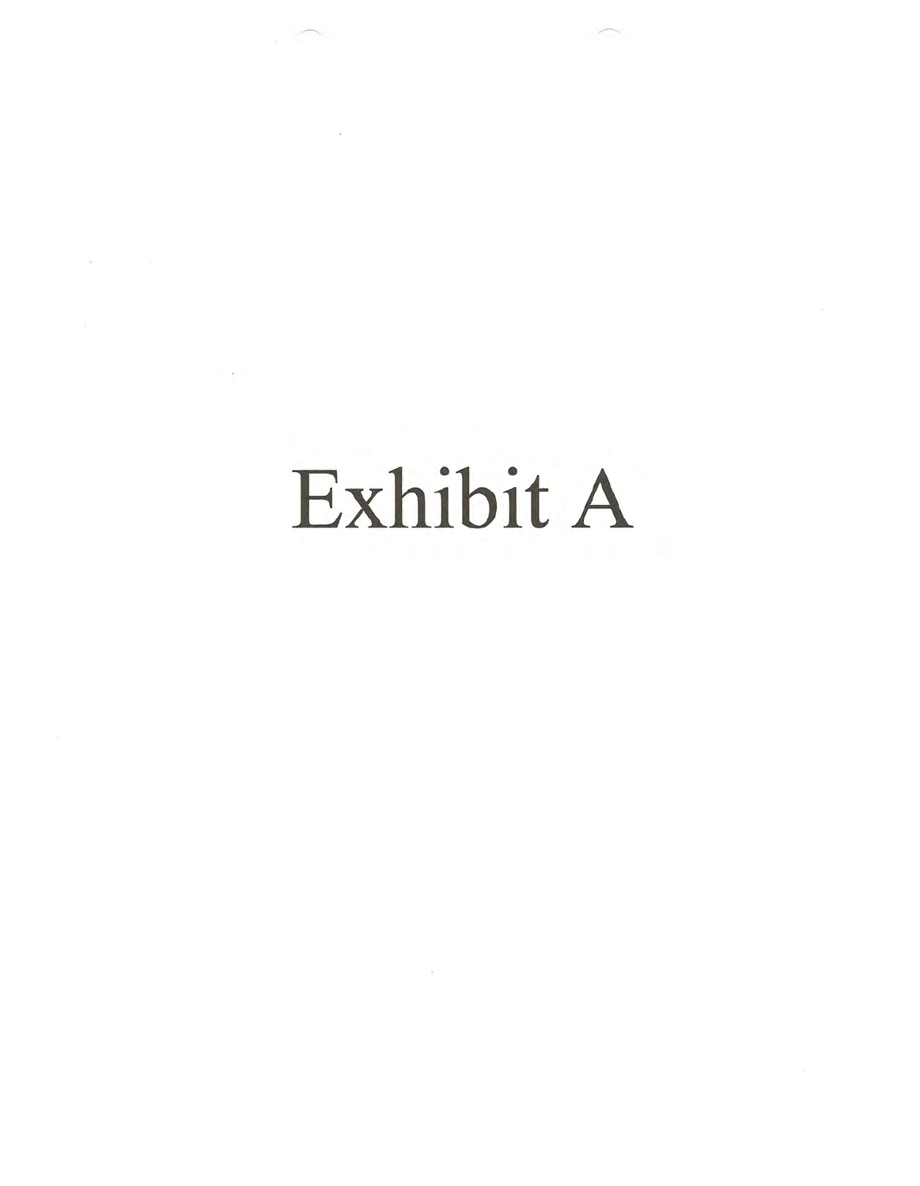# Exhibit A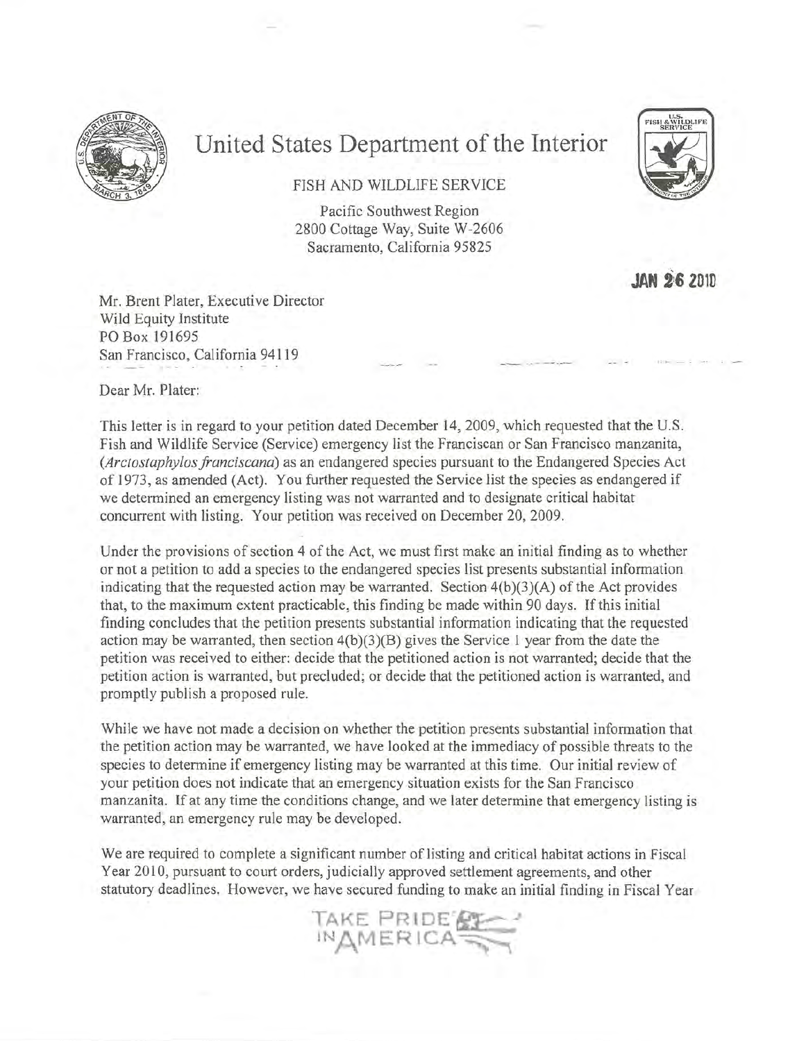# United States Department of the Interior

FISH AND WILDLIFE SERVICE

Pacific Southwest Region
2800 Cottage Way, Suite W-2606
Sacramento, California 95825

JAN 26 2010

Mr. Brent Plater, Executive Director
Wild Equity Institute
PO Box 191695
San Francisco, California 94119

Dear Mr. Plater:

This letter is in regard to your petition dated December 14, 2009, which requested that the U.S. Fish and Wildlife Service (Service) emergency list the Franciscan or San Francisco manzanita, (*Arctostaphylos franciscana*) as an endangered species pursuant to the Endangered Species Act of 1973, as amended (Act). You further requested the Service list the species as endangered if we determined an emergency listing was not warranted and to designate critical habitat concurrent with listing. Your petition was received on December 20, 2009.

Under the provisions of section 4 of the Act, we must first make an initial finding as to whether or not a petition to add a species to the endangered species list presents substantial information indicating that the requested action may be warranted. Section 4(b)(3)(A) of the Act provides that, to the maximum extent practicable, this finding be made within 90 days. If this initial finding concludes that the petition presents substantial information indicating that the requested action may be warranted, then section 4(b)(3)(B) gives the Service 1 year from the date the petition was received to either: decide that the petitioned action is not warranted; decide that the petition action is warranted, but precluded; or decide that the petitioned action is warranted, and promptly publish a proposed rule.

While we have not made a decision on whether the petition presents substantial information that the petition action may be warranted, we have looked at the immediacy of possible threats to the species to determine if emergency listing may be warranted at this time. Our initial review of your petition does not indicate that an emergency situation exists for the San Francisco manzanita. If at any time the conditions change, and we later determine that emergency listing is warranted, an emergency rule may be developed.

We are required to complete a significant number of listing and critical habitat actions in Fiscal Year 2010, pursuant to court orders, judicially approved settlement agreements, and other statutory deadlines. However, we have secured funding to make an initial finding in Fiscal Year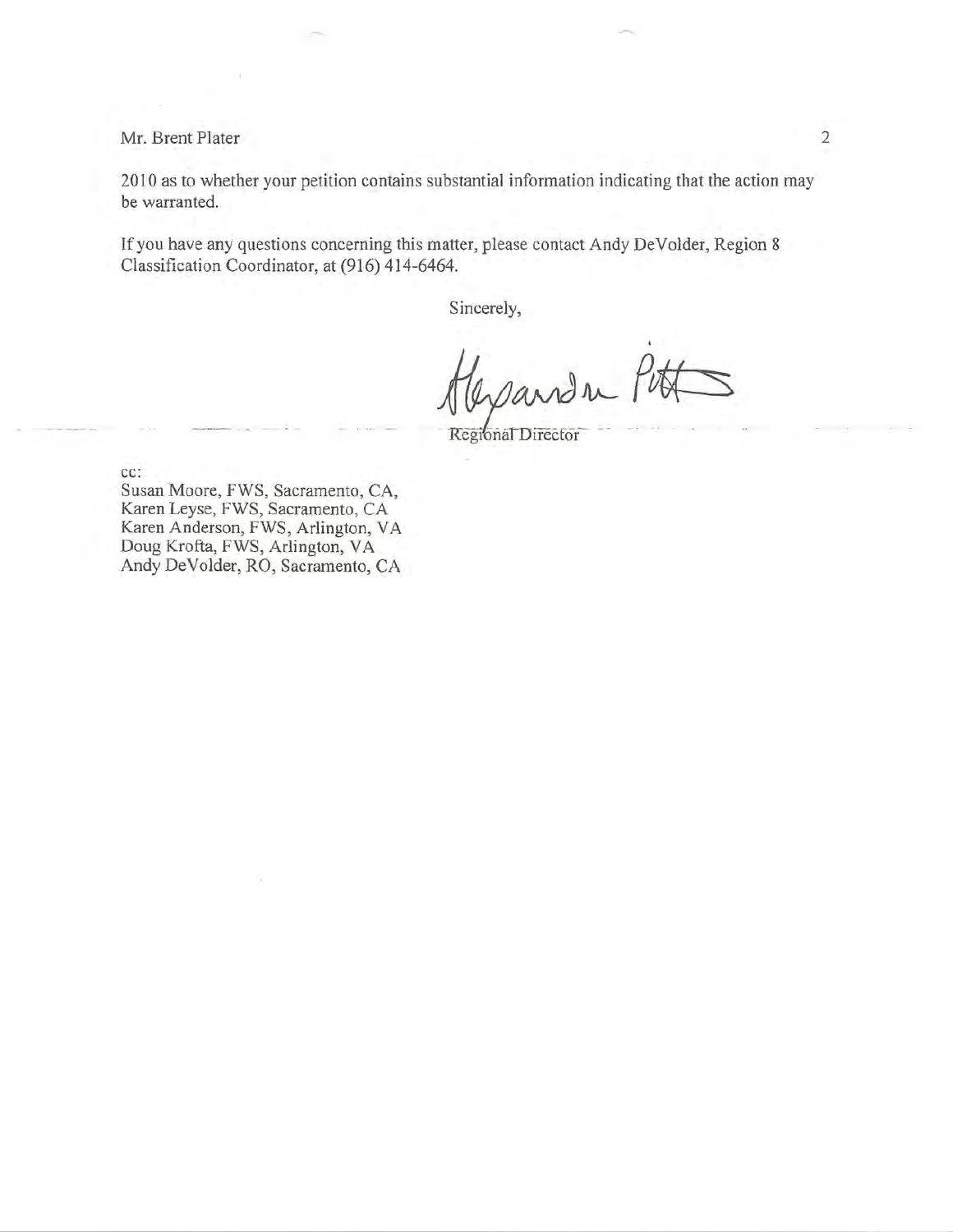Mr. Brent Plater

2010 as to whether your petition contains substantial information indicating that the action may be warranted.

If you have any questions concerning this matter, please contact Andy DeVolder, Region 8 Classification Coordinator, at (916) 414-6464.

Sincerely,

Alexandra Pitts

Regional Director

cc:
Susan Moore, FWS, Sacramento, CA,
Karen Leyse, FWS, Sacramento, CA
Karen Anderson, FWS, Arlington, VA
Doug Krofta, FWS, Arlington, VA
Andy DeVolder, RO, Sacramento, CA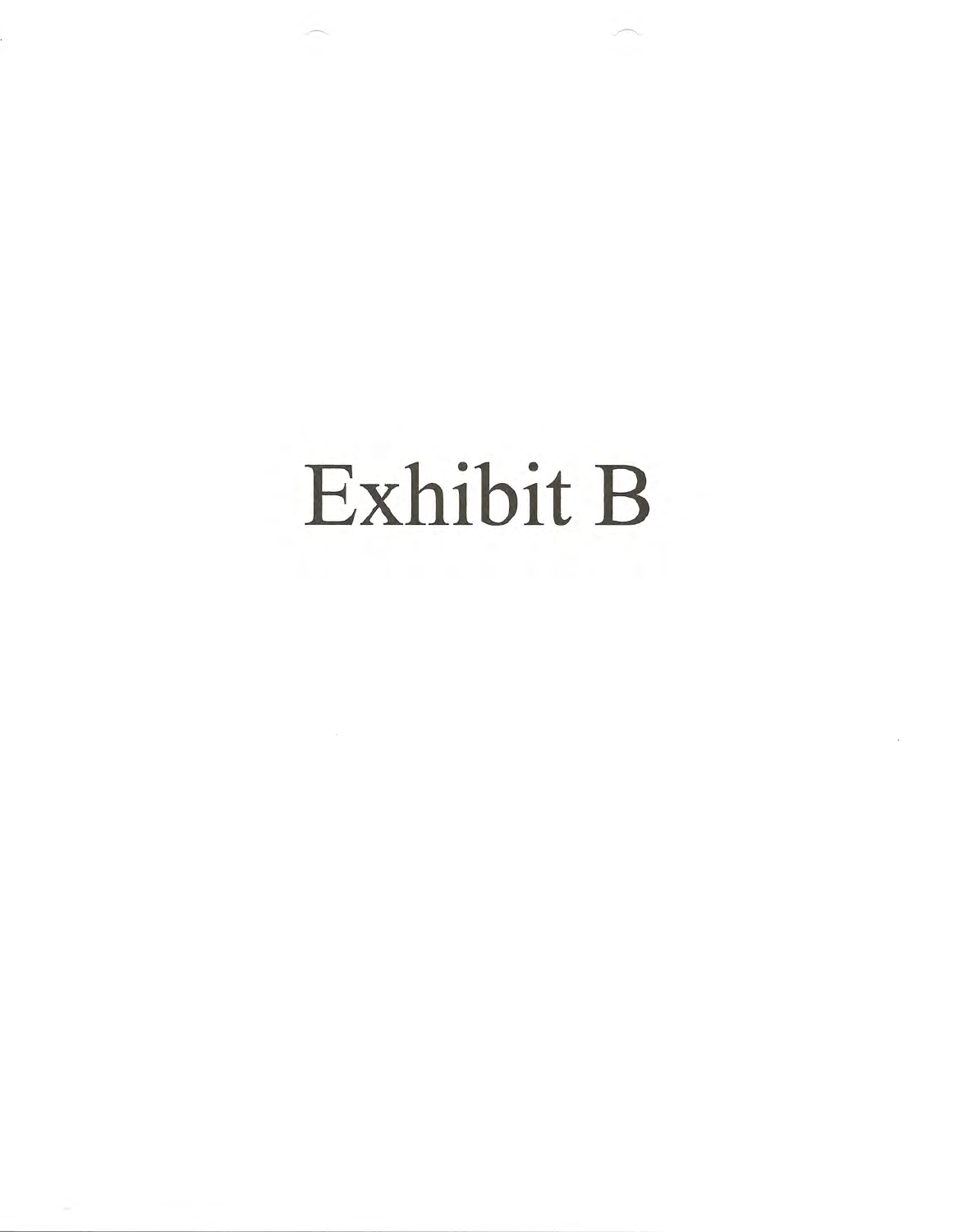# Exhibit B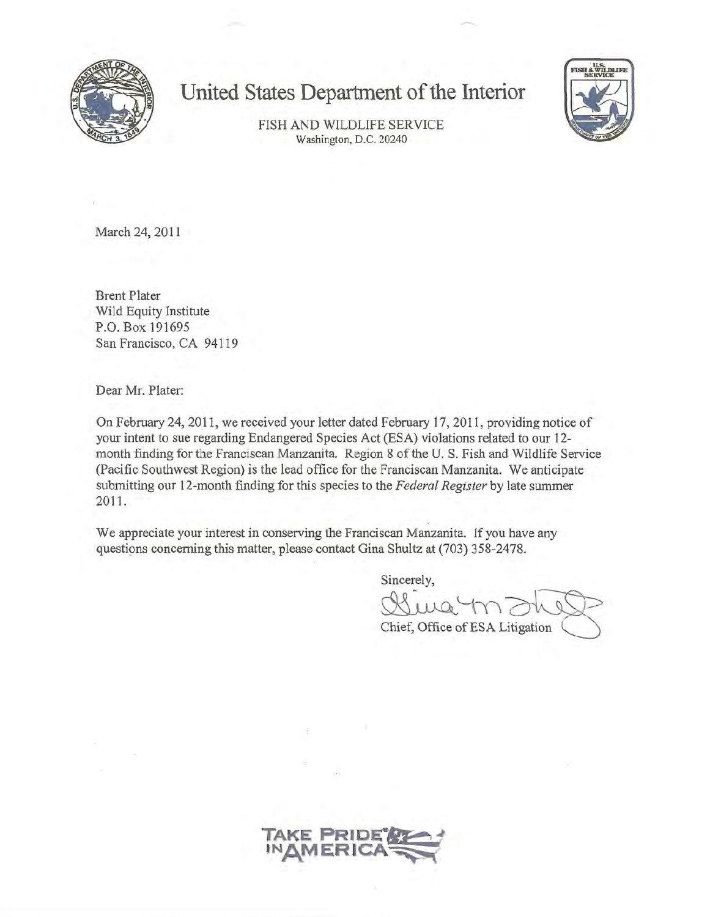# United States Department of the Interior

FISH AND WILDLIFE SERVICE
Washington, D.C. 20240

March 24, 2011

Brent Plater
Wild Equity Institute
P.O. Box 191695
San Francisco, CA 94119

Dear Mr. Plater:

On February 24, 2011, we received your letter dated February 17, 2011, providing notice of your intent to sue regarding Endangered Species Act (ESA) violations related to our 12-month finding for the Franciscan Manzanita. Region 8 of the U. S. Fish and Wildlife Service (Pacific Southwest Region) is the lead office for the Franciscan Manzanita. We anticipate submitting our 12-month finding for this species to the *Federal Register* by late summer 2011.

We appreciate your interest in conserving the Franciscan Manzanita. If you have any questions concerning this matter, please contact Gina Shultz at (703) 358-2478.

Sincerely,

Gina M. Shultz

Chief, Office of ESA Litigation

TAKE PRIDE IN AMERICA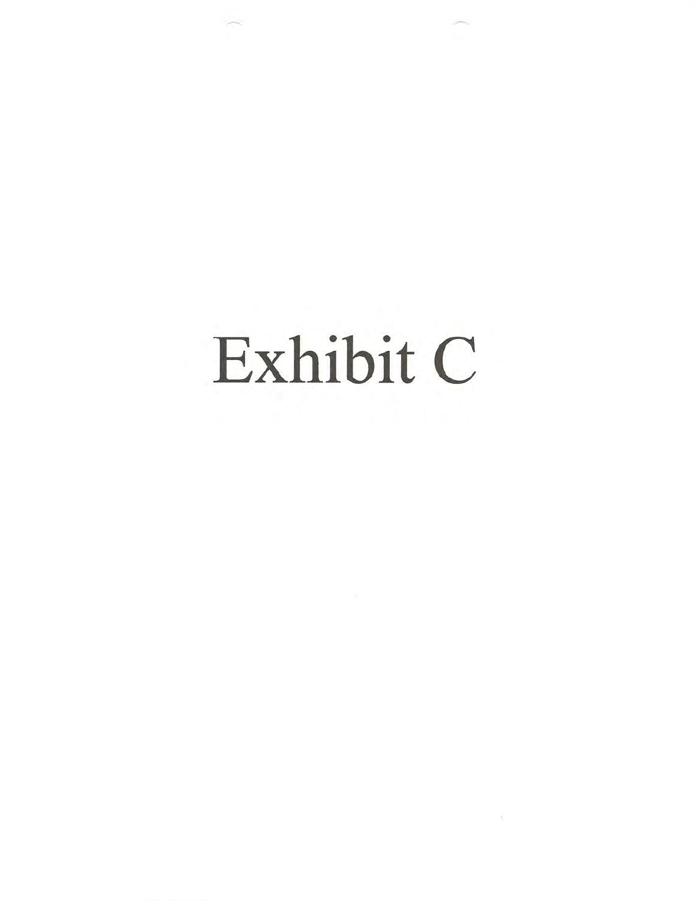# Exhibit C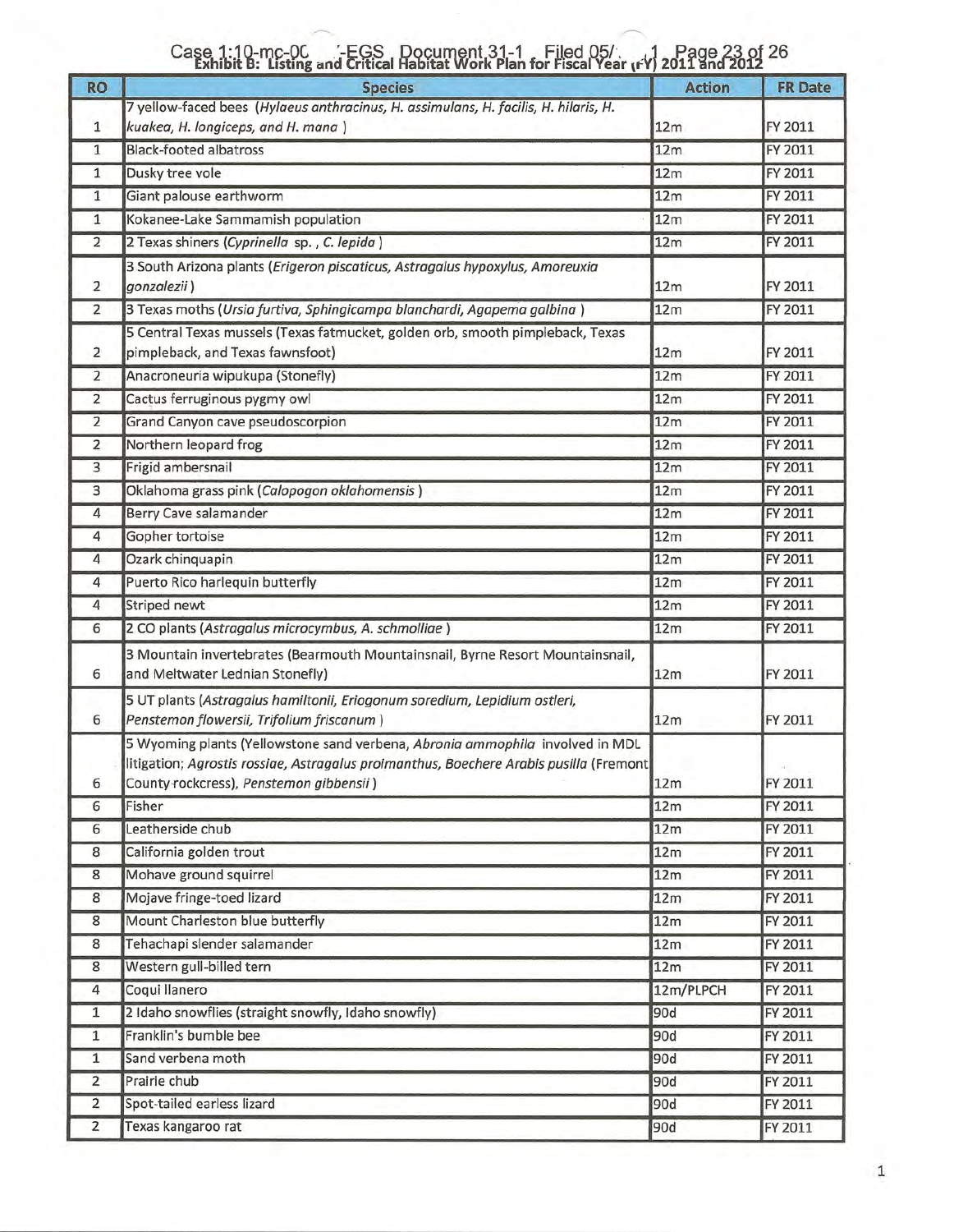# Exhibit B: Listing and Critical Habitat Work Plan for Fiscal Year (FY) 2011 and 2012

| RO | Species | Action | FR Date |
|---|---|---|---|
| 1 | 7 yellow-faced bees (*Hylaeus anthracinus, H. assimulans, H. facilis, H. hilaris, H. kuakea, H. longiceps, and H. mana* ) | 12m | FY 2011 |
| 1 | Black-footed albatross | 12m | FY 2011 |
| 1 | Dusky tree vole | 12m | FY 2011 |
| 1 | Giant palouse earthworm | 12m | FY 2011 |
| 1 | Kokanee-Lake Sammamish population | 12m | FY 2011 |
| 2 | 2 Texas shiners (*Cyprinella* sp. , *C. lepida* ) | 12m | FY 2011 |
| 2 | 3 South Arizona plants (*Erigeron piscaticus, Astragalus hypoxylus, Amoreuxia gonzalezii* ) | 12m | FY 2011 |
| 2 | 3 Texas moths (*Ursia furtiva, Sphingicampa blanchardi, Agapema galbina* ) | 12m | FY 2011 |
| 2 | 5 Central Texas mussels (Texas fatmucket, golden orb, smooth pimpleback, Texas pimpleback, and Texas fawnsfoot) | 12m | FY 2011 |
| 2 | Anacroneuria wipukupa (Stonefly) | 12m | FY 2011 |
| 2 | Cactus ferruginous pygmy owl | 12m | FY 2011 |
| 2 | Grand Canyon cave pseudoscorpion | 12m | FY 2011 |
| 2 | Northern leopard frog | 12m | FY 2011 |
| 3 | Frigid ambersnail | 12m | FY 2011 |
| 3 | Oklahoma grass pink (*Calopogon oklahomensis* ) | 12m | FY 2011 |
| 4 | Berry Cave salamander | 12m | FY 2011 |
| 4 | Gopher tortoise | 12m | FY 2011 |
| 4 | Ozark chinquapin | 12m | FY 2011 |
| 4 | Puerto Rico harlequin butterfly | 12m | FY 2011 |
| 4 | Striped newt | 12m | FY 2011 |
| 6 | 2 CO plants (*Astragalus microcymbus, A. schmolliae* ) | 12m | FY 2011 |
| 6 | 3 Mountain invertebrates (Bearmouth Mountainsnail, Byrne Resort Mountainsnail, and Meltwater Lednian Stonefly) | 12m | FY 2011 |
| 6 | 5 UT plants (*Astragalus hamiltonii, Eriogonum soredium, Lepidium ostleri, Penstemon flowersii, Trifolium friscanum* ) | 12m | FY 2011 |
| 6 | 5 Wyoming plants (Yellowstone sand verbena, *Abronia ammophila* involved in MDL litigation; *Agrostis rossiae, Astragalus proimanthus, Boechere Arabis pusilla* (Fremont County rockcress), *Penstemon gibbensii* ) | 12m | FY 2011 |
| 6 | Fisher | 12m | FY 2011 |
| 6 | Leatherside chub | 12m | FY 2011 |
| 8 | California golden trout | 12m | FY 2011 |
| 8 | Mohave ground squirrel | 12m | FY 2011 |
| 8 | Mojave fringe-toed lizard | 12m | FY 2011 |
| 8 | Mount Charleston blue butterfly | 12m | FY 2011 |
| 8 | Tehachapi slender salamander | 12m | FY 2011 |
| 8 | Western gull-billed tern | 12m | FY 2011 |
| 4 | Coqui llanero | 12m/PLPCH | FY 2011 |
| 1 | 2 Idaho snowflies (straight snowfly, Idaho snowfly) | 90d | FY 2011 |
| 1 | Franklin's bumble bee | 90d | FY 2011 |
| 1 | Sand verbena moth | 90d | FY 2011 |
| 2 | Prairie chub | 90d | FY 2011 |
| 2 | Spot-tailed earless lizard | 90d | FY 2011 |
| 2 | Texas kangaroo rat | 90d | FY 2011 |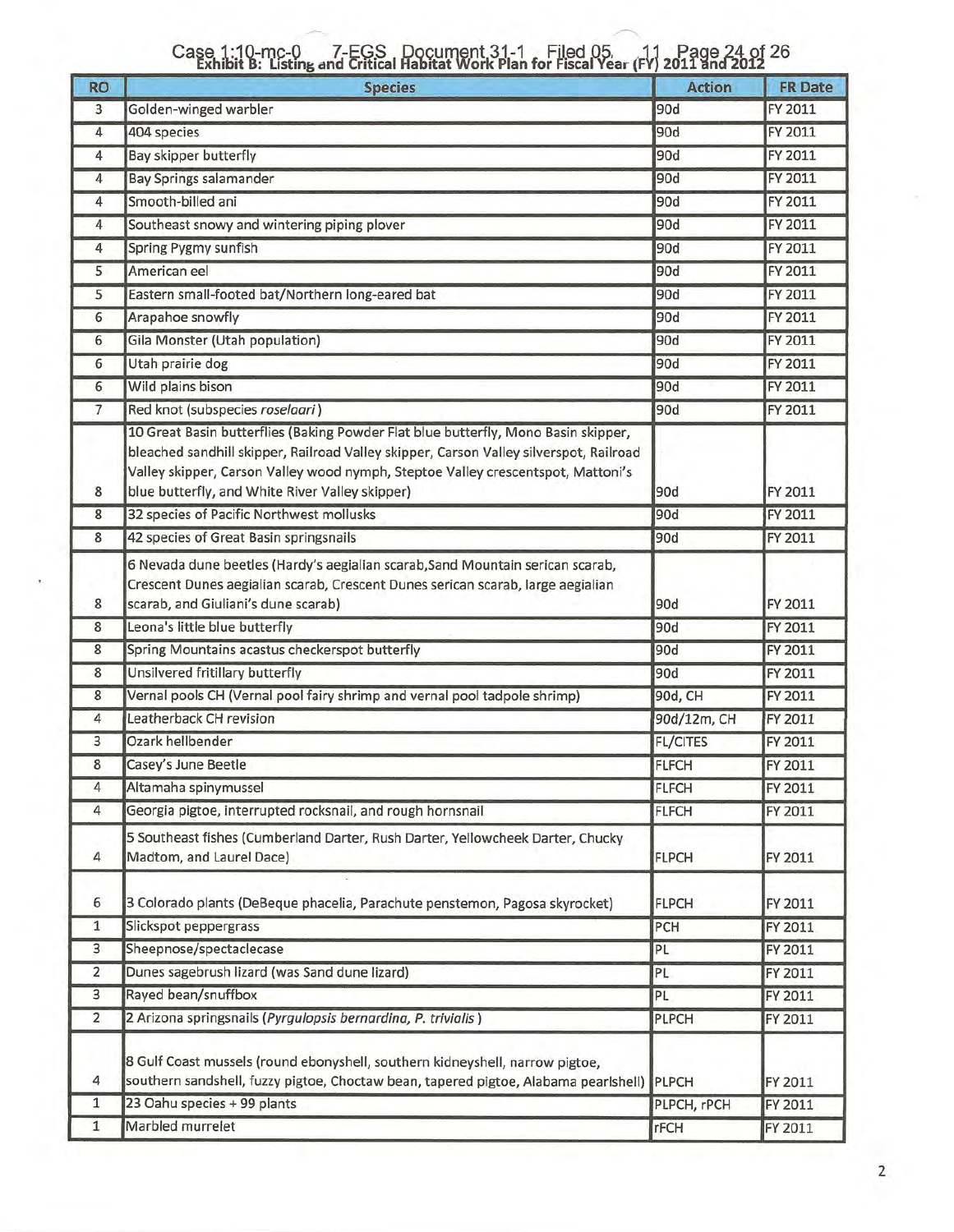**Exhibit B: Listing and Critical Habitat Work Plan for Fiscal Year (FY) 2011 and 2012**

| RO | Species | Action | FR Date |
|---|---|---|---|
| 3 | Golden-winged warbler | 90d | FY 2011 |
| 4 | 404 species | 90d | FY 2011 |
| 4 | Bay skipper butterfly | 90d | FY 2011 |
| 4 | Bay Springs salamander | 90d | FY 2011 |
| 4 | Smooth-billed ani | 90d | FY 2011 |
| 4 | Southeast snowy and wintering piping plover | 90d | FY 2011 |
| 4 | Spring Pygmy sunfish | 90d | FY 2011 |
| 5 | American eel | 90d | FY 2011 |
| 5 | Eastern small-footed bat/Northern long-eared bat | 90d | FY 2011 |
| 6 | Arapahoe snowfly | 90d | FY 2011 |
| 6 | Gila Monster (Utah population) | 90d | FY 2011 |
| 6 | Utah prairie dog | 90d | FY 2011 |
| 6 | Wild plains bison | 90d | FY 2011 |
| 7 | Red knot (subspecies *roselaari*) | 90d | FY 2011 |
| 8 | 10 Great Basin butterflies (Baking Powder Flat blue butterfly, Mono Basin skipper, bleached sandhill skipper, Railroad Valley skipper, Carson Valley silverspot, Railroad Valley skipper, Carson Valley wood nymph, Steptoe Valley crescentspot, Mattoni's blue butterfly, and White River Valley skipper) | 90d | FY 2011 |
| 8 | 32 species of Pacific Northwest mollusks | 90d | FY 2011 |
| 8 | 42 species of Great Basin springsnails | 90d | FY 2011 |
| 8 | 6 Nevada dune beetles (Hardy's aegialian scarab,Sand Mountain serican scarab, Crescent Dunes aegialian scarab, Crescent Dunes serican scarab, large aegialian scarab, and Giuliani's dune scarab) | 90d | FY 2011 |
| 8 | Leona's little blue butterfly | 90d | FY 2011 |
| 8 | Spring Mountains acastus checkerspot butterfly | 90d | FY 2011 |
| 8 | Unsilvered fritillary butterfly | 90d | FY 2011 |
| 8 | Vernal pools CH (Vernal pool fairy shrimp and vernal pool tadpole shrimp) | 90d, CH | FY 2011 |
| 4 | Leatherback CH revision | 90d/12m, CH | FY 2011 |
| 3 | Ozark hellbender | FL/CITES | FY 2011 |
| 8 | Casey's June Beetle | FLFCH | FY 2011 |
| 4 | Altamaha spinymussel | FLFCH | FY 2011 |
| 4 | Georgia pigtoe, interrupted rocksnail, and rough hornsnail | FLFCH | FY 2011 |
| 4 | 5 Southeast fishes (Cumberland Darter, Rush Darter, Yellowcheek Darter, Chucky Madtom, and Laurel Dace) | FLPCH | FY 2011 |
| 6 | 3 Colorado plants (DeBeque phacelia, Parachute penstemon, Pagosa skyrocket) | FLPCH | FY 2011 |
| 1 | Slickspot peppergrass | PCH | FY 2011 |
| 3 | Sheepnose/spectaclecase | PL | FY 2011 |
| 2 | Dunes sagebrush lizard (was Sand dune lizard) | PL | FY 2011 |
| 3 | Rayed bean/snuffbox | PL | FY 2011 |
| 2 | 2 Arizona springsnails (*Pyrgulopsis bernardina, P. trivialis*) | PLPCH | FY 2011 |
| 4 | 8 Gulf Coast mussels (round ebonyshell, southern kidneyshell, narrow pigtoe, southern sandshell, fuzzy pigtoe, Choctaw bean, tapered pigtoe, Alabama pearlshell) | PLPCH | FY 2011 |
| 1 | 23 Oahu species + 99 plants | PLPCH, rPCH | FY 2011 |
| 1 | Marbled murrelet | rFCH | FY 2011 |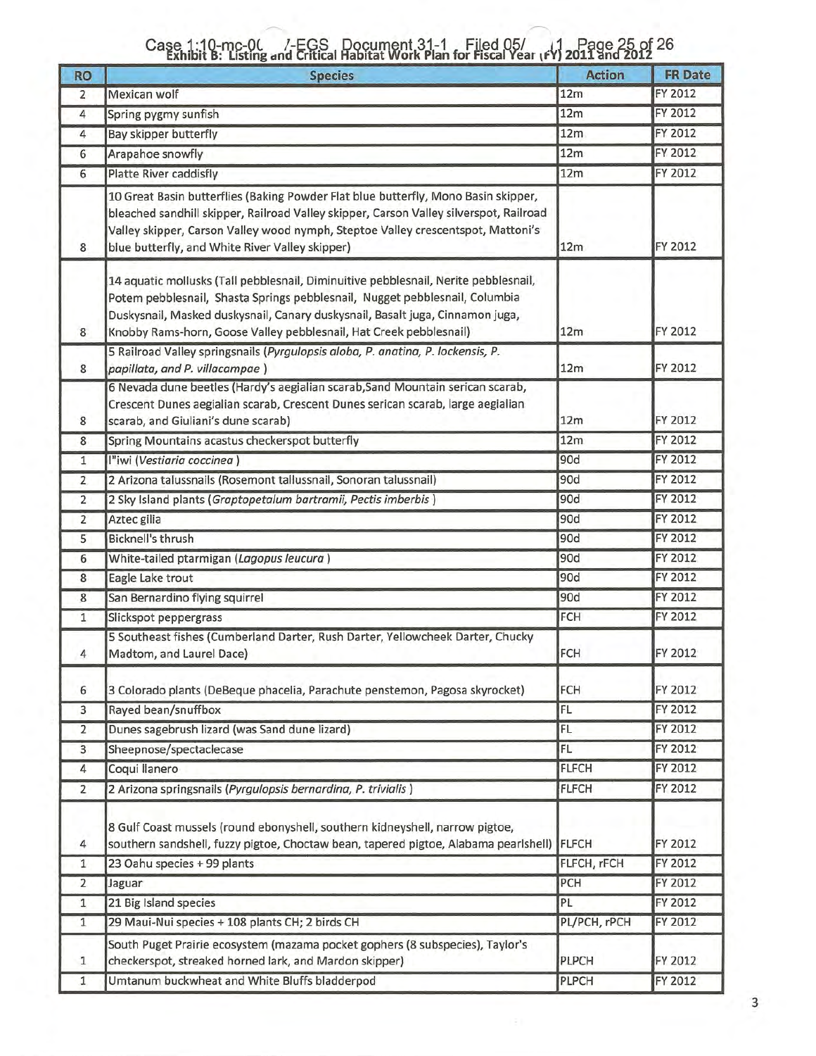Exhibit B: Listing and Critical Habitat Work Plan for Fiscal Year (FY) 2011 and 2012

| RO | Species | Action | FR Date |
|---|---|---|---|
| 2 | Mexican wolf | 12m | FY 2012 |
| 4 | Spring pygmy sunfish | 12m | FY 2012 |
| 4 | Bay skipper butterfly | 12m | FY 2012 |
| 6 | Arapahoe snowfly | 12m | FY 2012 |
| 6 | Platte River caddisfly | 12m | FY 2012 |
| 8 | 10 Great Basin butterflies (Baking Powder Flat blue butterfly, Mono Basin skipper, bleached sandhill skipper, Railroad Valley skipper, Carson Valley silverspot, Railroad Valley skipper, Carson Valley wood nymph, Steptoe Valley crescentspot, Mattoni's blue butterfly, and White River Valley skipper) | 12m | FY 2012 |
| 8 | 14 aquatic mollusks (Tall pebblesnail, Diminuitive pebblesnail, Nerite pebblesnail, Potem pebblesnail, Shasta Springs pebblesnail, Nugget pebblesnail, Columbia Duskysnail, Masked duskysnail, Canary duskysnail, Basalt juga, Cinnamon juga, Knobby Rams-horn, Goose Valley pebblesnail, Hat Creek pebblesnail) | 12m | FY 2012 |
| 8 | 5 Railroad Valley springsnails (*Pyrgulopsis aloba, P. anatina, P. lockensis, P. papillata, and P. villacampae* ) | 12m | FY 2012 |
| 8 | 6 Nevada dune beetles (Hardy's aegialian scarab,Sand Mountain serican scarab, Crescent Dunes aegialian scarab, Crescent Dunes serican scarab, large aegialian scarab, and Giuliani's dune scarab) | 12m | FY 2012 |
| 8 | Spring Mountains acastus checkerspot butterfly | 12m | FY 2012 |
| 1 | I"iwi (*Vestiaria coccinea* ) | 90d | FY 2012 |
| 2 | 2 Arizona talussnails (Rosemont tallussnail, Sonoran talussnail) | 90d | FY 2012 |
| 2 | 2 Sky Island plants (*Graptopetalum bartramii, Pectis imberbis* ) | 90d | FY 2012 |
| 2 | Aztec gilia | 90d | FY 2012 |
| 5 | Bicknell's thrush | 90d | FY 2012 |
| 6 | White-tailed ptarmigan (*Lagopus leucura* ) | 90d | FY 2012 |
| 8 | Eagle Lake trout | 90d | FY 2012 |
| 8 | San Bernardino flying squirrel | 90d | FY 2012 |
| 1 | Slickspot peppergrass | FCH | FY 2012 |
| 4 | 5 Southeast fishes (Cumberland Darter, Rush Darter, Yellowcheek Darter, Chucky Madtom, and Laurel Dace) | FCH | FY 2012 |
| 6 | 3 Colorado plants (DeBeque phacelia, Parachute penstemon, Pagosa skyrocket) | FCH | FY 2012 |
| 3 | Rayed bean/snuffbox | FL | FY 2012 |
| 2 | Dunes sagebrush lizard (was Sand dune lizard) | FL | FY 2012 |
| 3 | Sheepnose/spectaclecase | FL | FY 2012 |
| 4 | Coqui llanero | FLFCH | FY 2012 |
| 2 | 2 Arizona springsnails (*Pyrgulopsis bernardina, P. trivialis* ) | FLFCH | FY 2012 |
| 4 | 8 Gulf Coast mussels (round ebonyshell, southern kidneyshell, narrow pigtoe, southern sandshell, fuzzy pigtoe, Choctaw bean, tapered pigtoe, Alabama pearlshell) | FLFCH | FY 2012 |
| 1 | 23 Oahu species + 99 plants | FLFCH, rFCH | FY 2012 |
| 2 | Jaguar | PCH | FY 2012 |
| 1 | 21 Big Island species | PL | FY 2012 |
| 1 | 29 Maui-Nui species + 108 plants CH; 2 birds CH | PL/PCH, rPCH | FY 2012 |
| 1 | South Puget Prairie ecosystem (mazama pocket gophers (8 subspecies), Taylor's checkerspot, streaked horned lark, and Mardon skipper) | PLPCH | FY 2012 |
| 1 | Umtanum buckwheat and White Bluffs bladderpod | PLPCH | FY 2012 |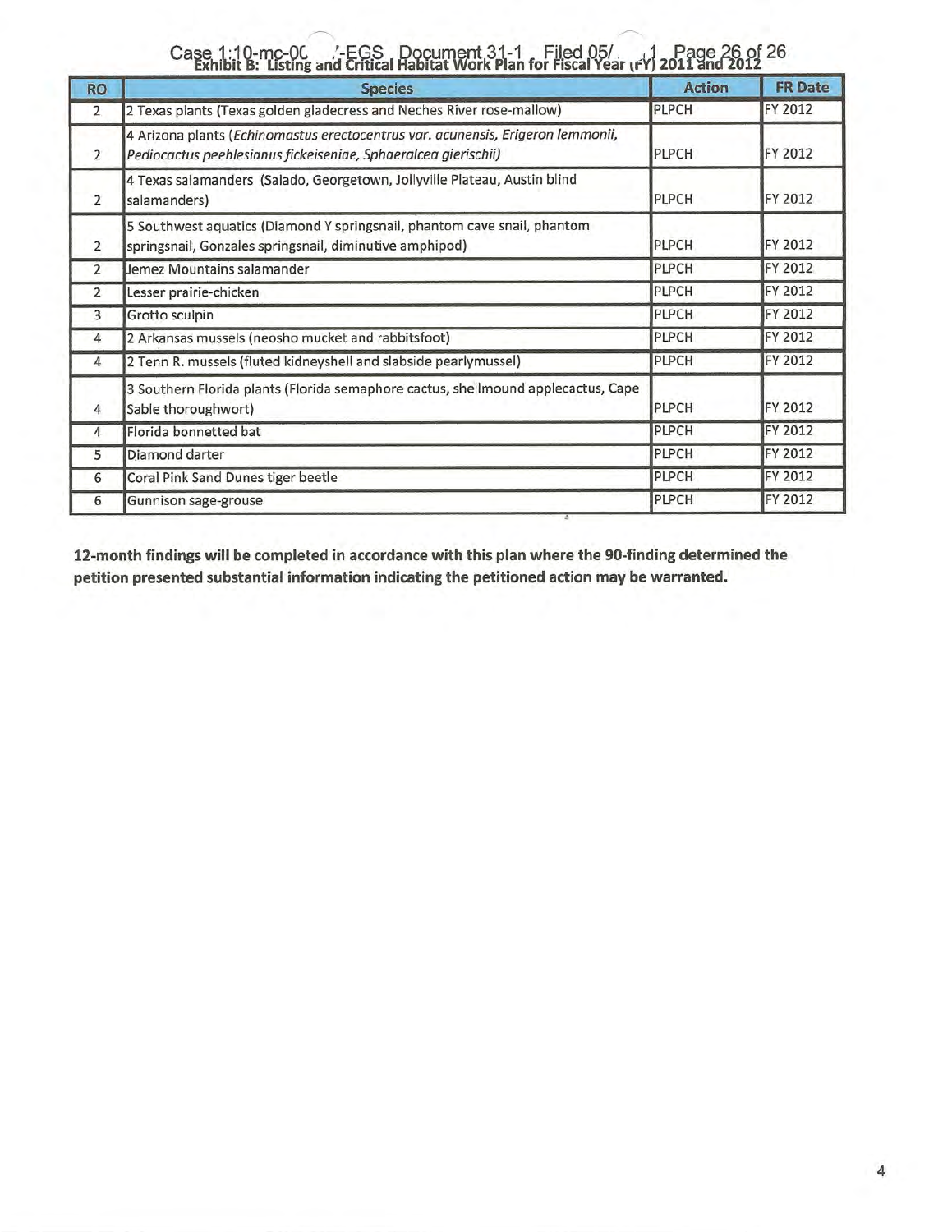**Exhibit B: Listing and Critical Habitat Work Plan for Fiscal Year (FY) 2011 and 2012**

| RO | Species | Action | FR Date |
|---|---|---|---|
| 2 | 2 Texas plants (Texas golden gladecress and Neches River rose-mallow) | PLPCH | FY 2012 |
| 2 | 4 Arizona plants (*Echinomastus erectocentrus var. acunensis, Erigeron lemmonii, Pediocactus peeblesianus fickeiseniae, Sphaeralcea gierischii*) | PLPCH | FY 2012 |
| 2 | 4 Texas salamanders (Salado, Georgetown, Jollyville Plateau, Austin blind salamanders) | PLPCH | FY 2012 |
| 2 | 5 Southwest aquatics (Diamond Y springsnail, phantom cave snail, phantom springsnail, Gonzales springsnail, diminutive amphipod) | PLPCH | FY 2012 |
| 2 | Jemez Mountains salamander | PLPCH | FY 2012 |
| 2 | Lesser prairie-chicken | PLPCH | FY 2012 |
| 3 | Grotto sculpin | PLPCH | FY 2012 |
| 4 | 2 Arkansas mussels (neosho mucket and rabbitsfoot) | PLPCH | FY 2012 |
| 4 | 2 Tenn R. mussels (fluted kidneyshell and slabside pearlymussel) | PLPCH | FY 2012 |
| 4 | 3 Southern Florida plants (Florida semaphore cactus, shellmound applecactus, Cape Sable thoroughwort) | PLPCH | FY 2012 |
| 4 | Florida bonnetted bat | PLPCH | FY 2012 |
| 5 | Diamond darter | PLPCH | FY 2012 |
| 6 | Coral Pink Sand Dunes tiger beetle | PLPCH | FY 2012 |
| 6 | Gunnison sage-grouse | PLPCH | FY 2012 |

**12-month findings will be completed in accordance with this plan where the 90-finding determined the petition presented substantial information indicating the petitioned action may be warranted.**